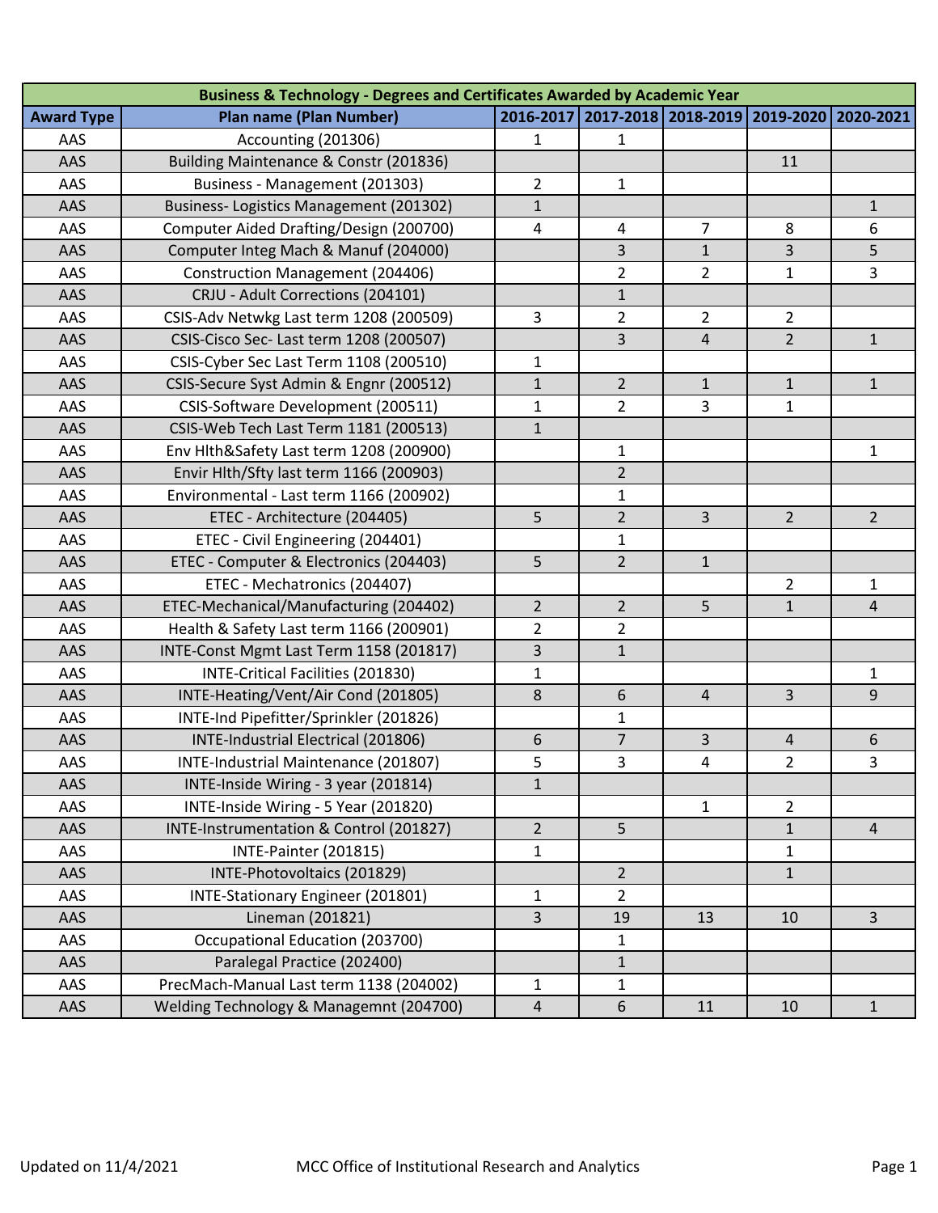| Business & Technology - Degrees and Certificates Awarded by Academic Year | | | | | | |
|---|---|---|---|---|---|---|
| **Award Type** | **Plan name (Plan Number)** | **2016-2017** | **2017-2018** | **2018-2019** | **2019-2020** | **2020-2021** |
| AAS | Accounting (201306) | 1 | 1 | | | |
| AAS | Building Maintenance & Constr (201836) | | | | 11 | |
| AAS | Business - Management (201303) | 2 | 1 | | | |
| AAS | Business- Logistics Management (201302) | 1 | | | | 1 |
| AAS | Computer Aided Drafting/Design (200700) | 4 | 4 | 7 | 8 | 6 |
| AAS | Computer Integ Mach & Manuf (204000) | | 3 | 1 | 3 | 5 |
| AAS | Construction Management (204406) | | 2 | 2 | 1 | 3 |
| AAS | CRJU - Adult Corrections (204101) | | 1 | | | |
| AAS | CSIS-Adv Netwkg Last term 1208 (200509) | 3 | 2 | 2 | 2 | |
| AAS | CSIS-Cisco Sec- Last term 1208 (200507) | | 3 | 4 | 2 | 1 |
| AAS | CSIS-Cyber Sec Last Term 1108 (200510) | 1 | | | | |
| AAS | CSIS-Secure Syst Admin & Engnr (200512) | 1 | 2 | 1 | 1 | 1 |
| AAS | CSIS-Software Development (200511) | 1 | 2 | 3 | 1 | |
| AAS | CSIS-Web Tech Last Term 1181 (200513) | 1 | | | | |
| AAS | Env Hlth&Safety Last term 1208 (200900) | | 1 | | | 1 |
| AAS | Envir Hlth/Sfty last term 1166 (200903) | | 2 | | | |
| AAS | Environmental - Last term 1166 (200902) | | 1 | | | |
| AAS | ETEC - Architecture (204405) | 5 | 2 | 3 | 2 | 2 |
| AAS | ETEC - Civil Engineering (204401) | | 1 | | | |
| AAS | ETEC - Computer & Electronics (204403) | 5 | 2 | 1 | | |
| AAS | ETEC - Mechatronics (204407) | | | | 2 | 1 |
| AAS | ETEC-Mechanical/Manufacturing (204402) | 2 | 2 | 5 | 1 | 4 |
| AAS | Health & Safety Last term 1166 (200901) | 2 | 2 | | | |
| AAS | INTE-Const Mgmt Last Term 1158 (201817) | 3 | 1 | | | |
| AAS | INTE-Critical Facilities (201830) | 1 | | | | 1 |
| AAS | INTE-Heating/Vent/Air Cond (201805) | 8 | 6 | 4 | 3 | 9 |
| AAS | INTE-Ind Pipefitter/Sprinkler (201826) | | 1 | | | |
| AAS | INTE-Industrial Electrical (201806) | 6 | 7 | 3 | 4 | 6 |
| AAS | INTE-Industrial Maintenance (201807) | 5 | 3 | 4 | 2 | 3 |
| AAS | INTE-Inside Wiring - 3 year (201814) | 1 | | | | |
| AAS | INTE-Inside Wiring - 5 Year (201820) | | | 1 | 2 | |
| AAS | INTE-Instrumentation & Control (201827) | 2 | 5 | | 1 | 4 |
| AAS | INTE-Painter (201815) | 1 | | | 1 | |
| AAS | INTE-Photovoltaics (201829) | | 2 | | 1 | |
| AAS | INTE-Stationary Engineer (201801) | 1 | 2 | | | |
| AAS | Lineman (201821) | 3 | 19 | 13 | 10 | 3 |
| AAS | Occupational Education (203700) | | 1 | | | |
| AAS | Paralegal Practice (202400) | | 1 | | | |
| AAS | PrecMach-Manual Last term 1138 (204002) | 1 | 1 | | | |
| AAS | Welding Technology & Managemnt (204700) | 4 | 6 | 11 | 10 | 1 |

Updated on 11/4/2021 MCC Office of Institutional Research and Analytics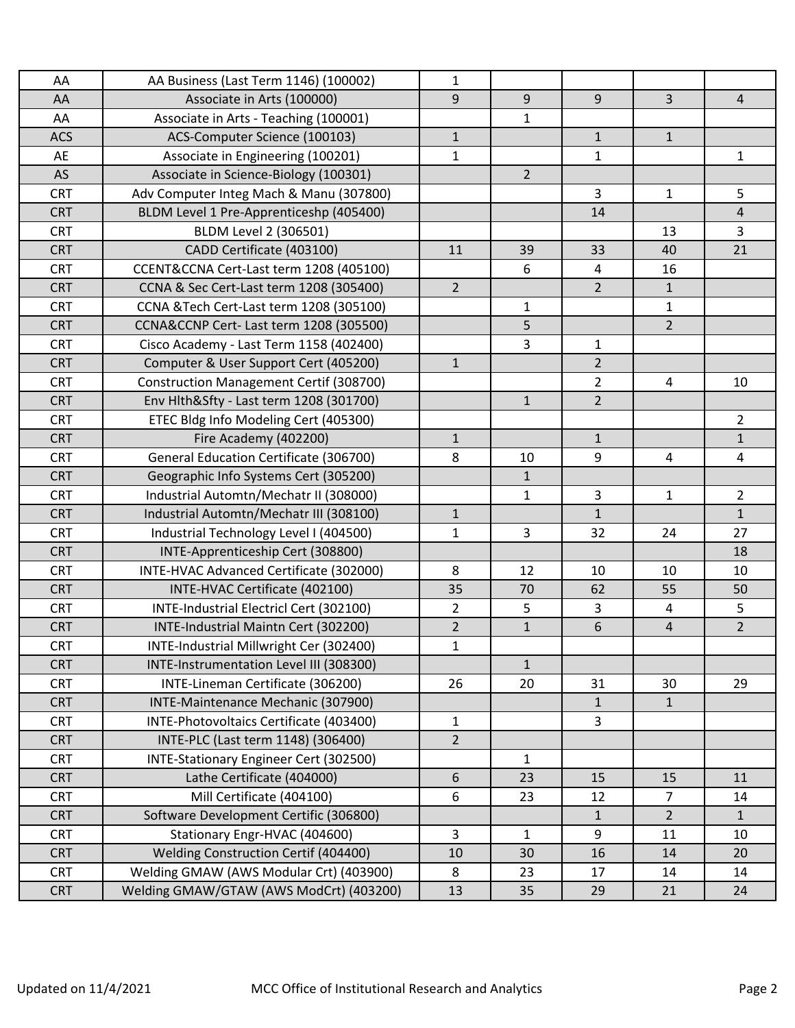| | | | | | | |
|---|---|---|---|---|---|---|
| AA | AA Business (Last Term 1146) (100002) | 1 | | | | |
| AA | Associate in Arts (100000) | 9 | 9 | 9 | 3 | 4 |
| AA | Associate in Arts - Teaching (100001) | | 1 | | | |
| ACS | ACS-Computer Science (100103) | 1 | | 1 | 1 | |
| AE | Associate in Engineering (100201) | 1 | | 1 | | 1 |
| AS | Associate in Science-Biology (100301) | | 2 | | | |
| CRT | Adv Computer Integ Mach & Manu (307800) | | | 3 | 1 | 5 |
| CRT | BLDM Level 1 Pre-Apprenticeshp (405400) | | | 14 | | 4 |
| CRT | BLDM Level 2 (306501) | | | | 13 | 3 |
| CRT | CADD Certificate (403100) | 11 | 39 | 33 | 40 | 21 |
| CRT | CCENT&CCNA Cert-Last term 1208 (405100) | | 6 | 4 | 16 | |
| CRT | CCNA & Sec Cert-Last term 1208 (305400) | 2 | | 2 | 1 | |
| CRT | CCNA &Tech Cert-Last term 1208 (305100) | | 1 | | 1 | |
| CRT | CCNA&CCNP Cert- Last term 1208 (305500) | | 5 | | 2 | |
| CRT | Cisco Academy - Last Term 1158 (402400) | | 3 | 1 | | |
| CRT | Computer & User Support Cert (405200) | 1 | | 2 | | |
| CRT | Construction Management Certif (308700) | | | 2 | 4 | 10 |
| CRT | Env Hlth&Sfty - Last term 1208 (301700) | | 1 | 2 | | |
| CRT | ETEC Bldg Info Modeling Cert (405300) | | | | | 2 |
| CRT | Fire Academy (402200) | 1 | | 1 | | 1 |
| CRT | General Education Certificate (306700) | 8 | 10 | 9 | 4 | 4 |
| CRT | Geographic Info Systems Cert (305200) | | 1 | | | |
| CRT | Industrial Automtn/Mechatr II (308000) | | 1 | 3 | 1 | 2 |
| CRT | Industrial Automtn/Mechatr III (308100) | 1 | | 1 | | 1 |
| CRT | Industrial Technology Level I (404500) | 1 | 3 | 32 | 24 | 27 |
| CRT | INTE-Apprenticeship Cert (308800) | | | | | 18 |
| CRT | INTE-HVAC Advanced Certificate (302000) | 8 | 12 | 10 | 10 | 10 |
| CRT | INTE-HVAC Certificate (402100) | 35 | 70 | 62 | 55 | 50 |
| CRT | INTE-Industrial Electricl Cert (302100) | 2 | 5 | 3 | 4 | 5 |
| CRT | INTE-Industrial Maintn Cert (302200) | 2 | 1 | 6 | 4 | 2 |
| CRT | INTE-Industrial Millwright Cer (302400) | 1 | | | | |
| CRT | INTE-Instrumentation Level III (308300) | | 1 | | | |
| CRT | INTE-Lineman Certificate (306200) | 26 | 20 | 31 | 30 | 29 |
| CRT | INTE-Maintenance Mechanic (307900) | | | 1 | 1 | |
| CRT | INTE-Photovoltaics Certificate (403400) | 1 | | 3 | | |
| CRT | INTE-PLC (Last term 1148) (306400) | 2 | | | | |
| CRT | INTE-Stationary Engineer Cert (302500) | | 1 | | | |
| CRT | Lathe Certificate (404000) | 6 | 23 | 15 | 15 | 11 |
| CRT | Mill Certificate (404100) | 6 | 23 | 12 | 7 | 14 |
| CRT | Software Development Certific (306800) | | | 1 | 2 | 1 |
| CRT | Stationary Engr-HVAC (404600) | 3 | 1 | 9 | 11 | 10 |
| CRT | Welding Construction Certif (404400) | 10 | 30 | 16 | 14 | 20 |
| CRT | Welding GMAW (AWS Modular Crt) (403900) | 8 | 23 | 17 | 14 | 14 |
| CRT | Welding GMAW/GTAW (AWS ModCrt) (403200) | 13 | 35 | 29 | 21 | 24 |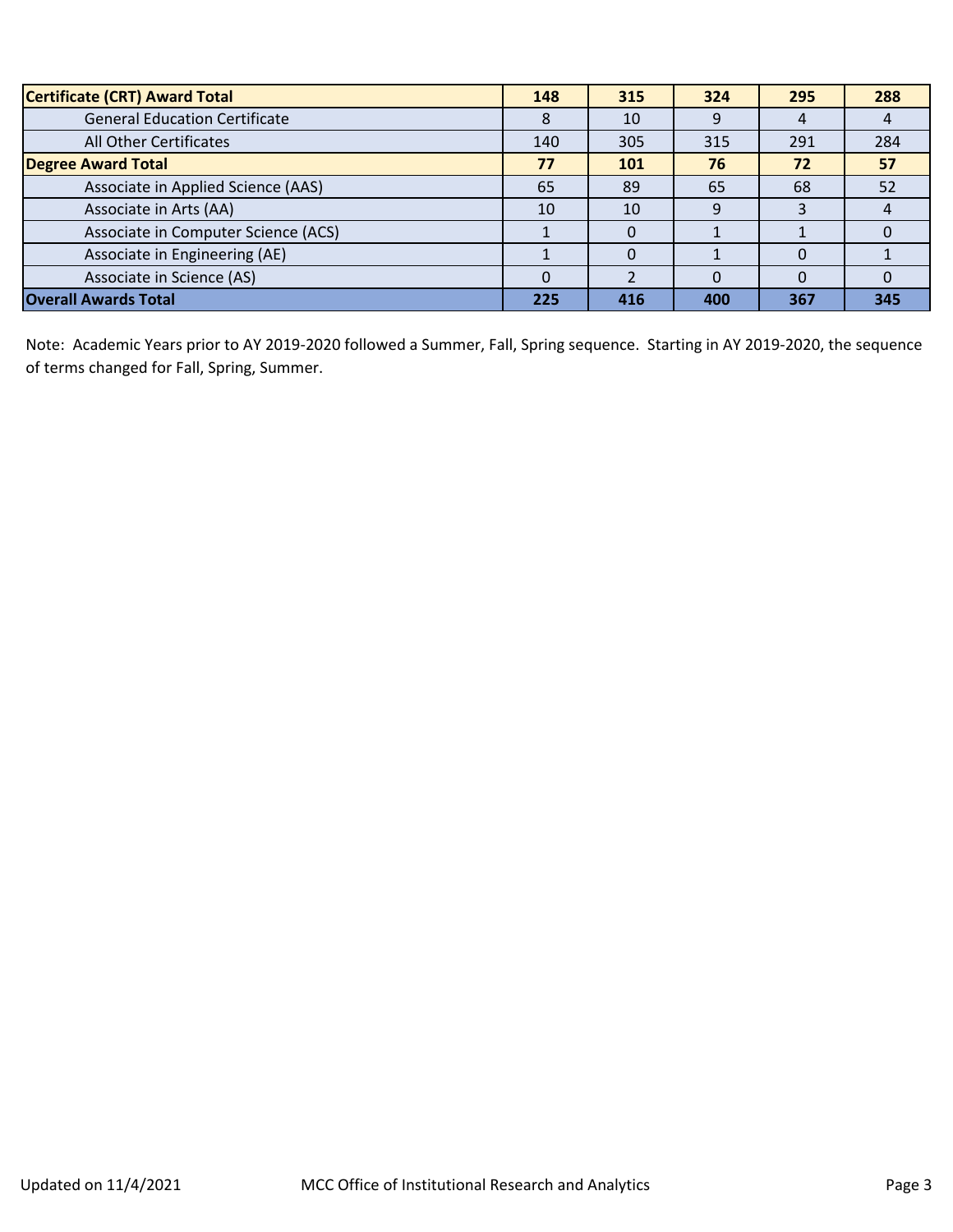| | | | | | |
|---|---|---|---|---|---|
| **Certificate (CRT) Award Total** | **148** | **315** | **324** | **295** | **288** |
| General Education Certificate | 8 | 10 | 9 | 4 | 4 |
| All Other Certificates | 140 | 305 | 315 | 291 | 284 |
| **Degree Award Total** | **77** | **101** | **76** | **72** | **57** |
| Associate in Applied Science (AAS) | 65 | 89 | 65 | 68 | 52 |
| Associate in Arts (AA) | 10 | 10 | 9 | 3 | 4 |
| Associate in Computer Science (ACS) | 1 | 0 | 1 | 1 | 0 |
| Associate in Engineering (AE) | 1 | 0 | 1 | 0 | 1 |
| Associate in Science (AS) | 0 | 2 | 0 | 0 | 0 |
| **Overall Awards Total** | **225** | **416** | **400** | **367** | **345** |

Note: Academic Years prior to AY 2019-2020 followed a Summer, Fall, Spring sequence. Starting in AY 2019-2020, the sequence of terms changed for Fall, Spring, Summer.